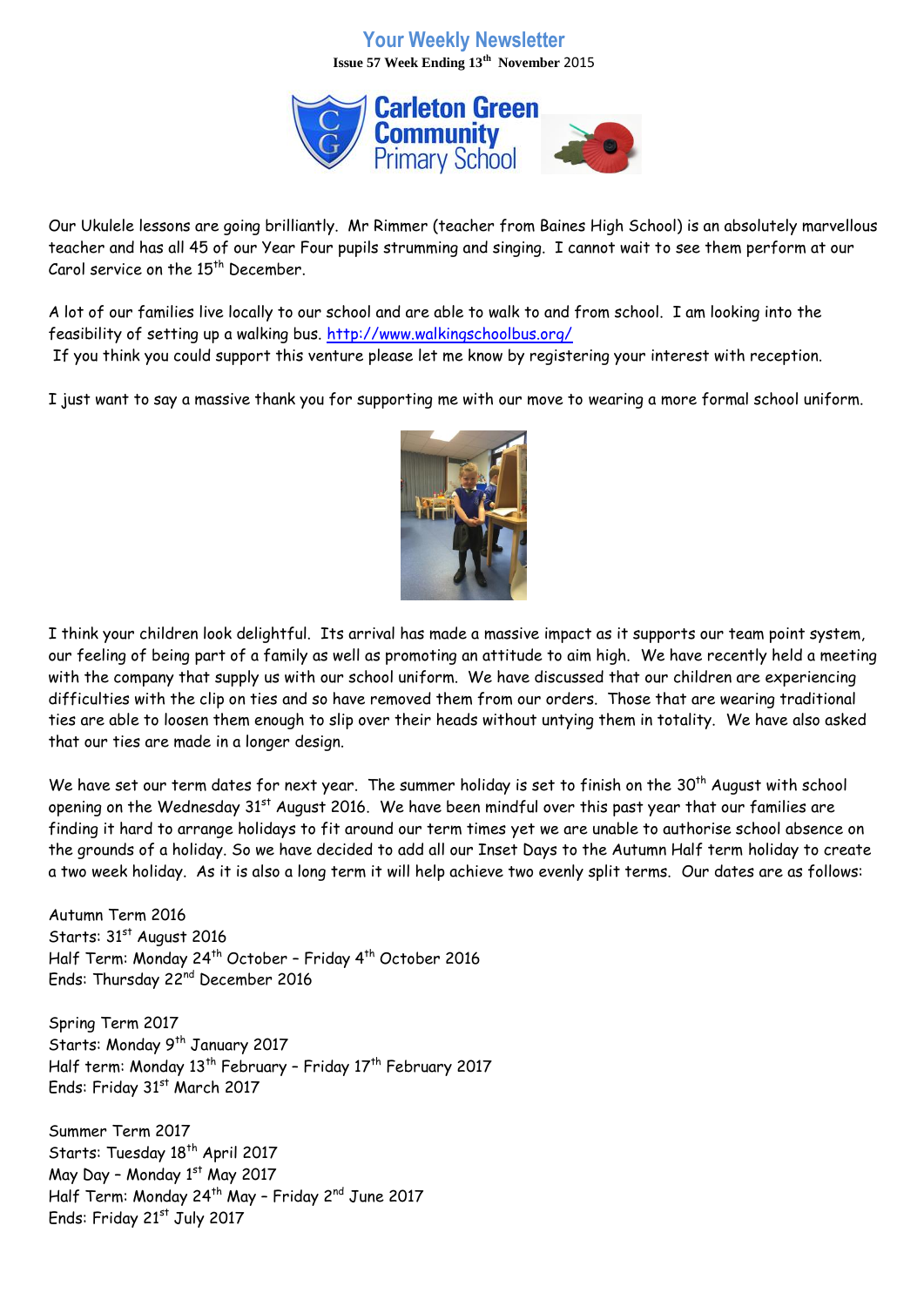# Your Weekly Newsletter

**Issue 57 Week Ending 13th November 2015**

Carleton Green Community Primary School

Our Ukulele lessons are going brilliantly. Mr Rimmer (teacher from Baines High School) is an absolutely marvellous teacher and has all 45 of our Year Four pupils strumming and singing. I cannot wait to see them perform at our Carol service on the 15th December.

A lot of our families live locally to our school and are able to walk to and from school. I am looking into the feasibility of setting up a walking bus. http://www.walkingschoolbus.org/
If you think you could support this venture please let me know by registering your interest with reception.

I just want to say a massive thank you for supporting me with our move to wearing a more formal school uniform.

I think your children look delightful. Its arrival has made a massive impact as it supports our team point system, our feeling of being part of a family as well as promoting an attitude to aim high. We have recently held a meeting with the company that supply us with our school uniform. We have discussed that our children are experiencing difficulties with the clip on ties and so have removed them from our orders. Those that are wearing traditional ties are able to loosen them enough to slip over their heads without untying them in totality. We have also asked that our ties are made in a longer design.

We have set our term dates for next year. The summer holiday is set to finish on the 30th August with school opening on the Wednesday 31st August 2016. We have been mindful over this past year that our families are finding it hard to arrange holidays to fit around our term times yet we are unable to authorise school absence on the grounds of a holiday. So we have decided to add all our Inset Days to the Autumn Half term holiday to create a two week holiday. As it is also a long term it will help achieve two evenly split terms. Our dates are as follows:

Autumn Term 2016
Starts: 31st August 2016
Half Term: Monday 24th October – Friday 4th October 2016
Ends: Thursday 22nd December 2016

Spring Term 2017
Starts: Monday 9th January 2017
Half term: Monday 13th February – Friday 17th February 2017
Ends: Friday 31st March 2017

Summer Term 2017
Starts: Tuesday 18th April 2017
May Day – Monday 1st May 2017
Half Term: Monday 24th May – Friday 2nd June 2017
Ends: Friday 21st July 2017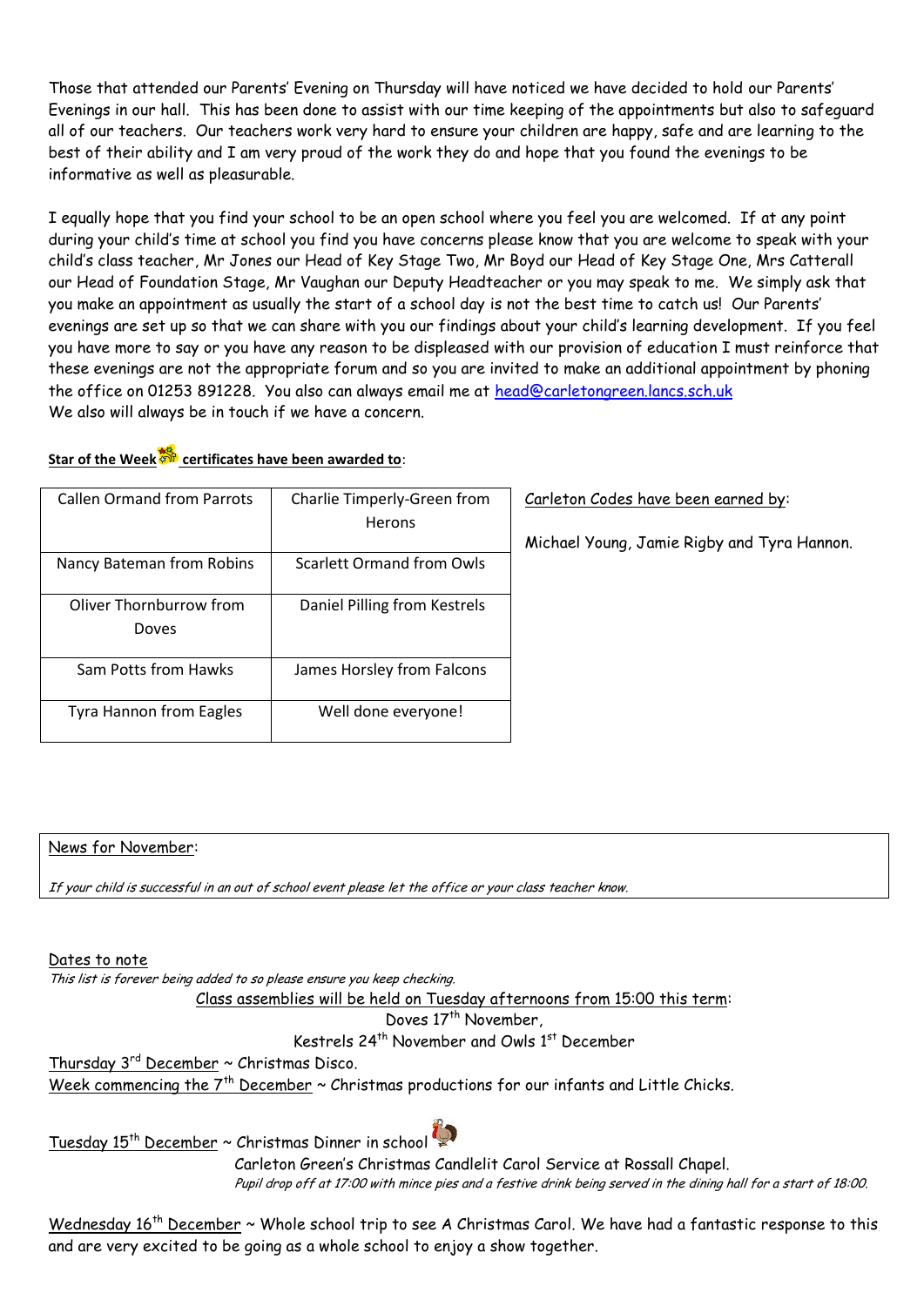Those that attended our Parents' Evening on Thursday will have noticed we have decided to hold our Parents' Evenings in our hall. This has been done to assist with our time keeping of the appointments but also to safeguard all of our teachers. Our teachers work very hard to ensure your children are happy, safe and are learning to the best of their ability and I am very proud of the work they do and hope that you found the evenings to be informative as well as pleasurable.

I equally hope that you find your school to be an open school where you feel you are welcomed. If at any point during your child's time at school you find you have concerns please know that you are welcome to speak with your child's class teacher, Mr Jones our Head of Key Stage Two, Mr Boyd our Head of Key Stage One, Mrs Catterall our Head of Foundation Stage, Mr Vaughan our Deputy Headteacher or you may speak to me. We simply ask that you make an appointment as usually the start of a school day is not the best time to catch us! Our Parents' evenings are set up so that we can share with you our findings about your child's learning development. If you feel you have more to say or you have any reason to be displeased with our provision of education I must reinforce that these evenings are not the appropriate forum and so you are invited to make an additional appointment by phoning the office on 01253 891228. You also can always email me at head@carletongreen.lancs.sch.uk
We also will always be in touch if we have a concern.

**Star of the Week certificates have been awarded to**:

| | |
|---|---|
| Callen Ormand from Parrots | Charlie Timperly-Green from Herons |
| Nancy Bateman from Robins | Scarlett Ormand from Owls |
| Oliver Thornburrow from Doves | Daniel Pilling from Kestrels |
| Sam Potts from Hawks | James Horsley from Falcons |
| Tyra Hannon from Eagles | Well done everyone! |

Carleton Codes have been earned by:

Michael Young, Jamie Rigby and Tyra Hannon.

News for November:

*If your child is successful in an out of school event please let the office or your class teacher know.*

Dates to note

*This list is forever being added to so please ensure you keep checking.*

Class assemblies will be held on Tuesday afternoons from 15:00 this term:
Doves 17th November,
Kestrels 24th November and Owls 1st December

Thursday 3rd December ~ Christmas Disco.

Week commencing the 7th December ~ Christmas productions for our infants and Little Chicks.

Tuesday 15th December ~ Christmas Dinner in school
Carleton Green's Christmas Candlelit Carol Service at Rossall Chapel.
*Pupil drop off at 17:00 with mince pies and a festive drink being served in the dining hall for a start of 18:00.*

Wednesday 16th December ~ Whole school trip to see A Christmas Carol. We have had a fantastic response to this and are very excited to be going as a whole school to enjoy a show together.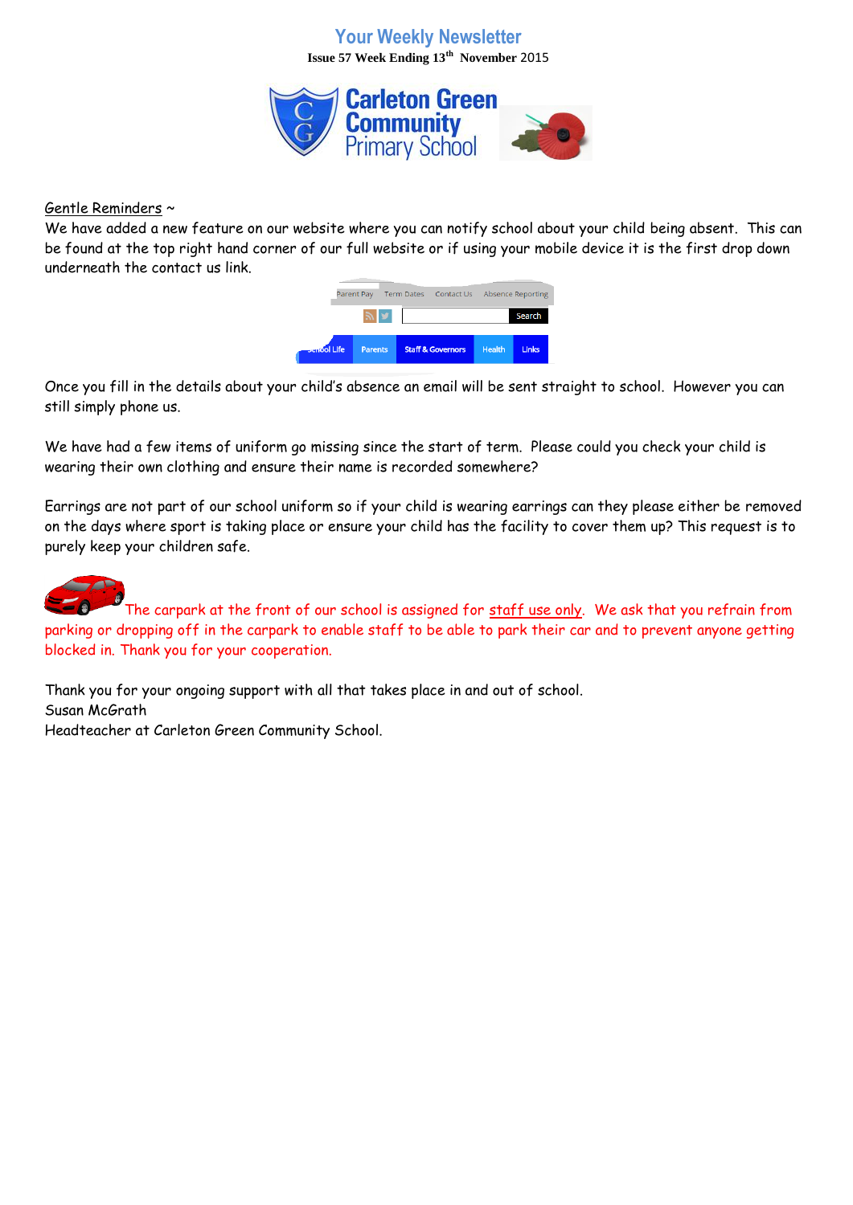# Your Weekly Newsletter

**Issue 57 Week Ending 13th November 2015**

Carleton Green Community Primary School

Gentle Reminders ~

We have added a new feature on our website where you can notify school about your child being absent. This can be found at the top right hand corner of our full website or if using your mobile device it is the first drop down underneath the contact us link.

Parent Pay Term Dates Contact Us Absence Reporting

Search

School Life Parents Staff & Governors Health Links

Once you fill in the details about your child's absence an email will be sent straight to school. However you can still simply phone us.

We have had a few items of uniform go missing since the start of term. Please could you check your child is wearing their own clothing and ensure their name is recorded somewhere?

Earrings are not part of our school uniform so if your child is wearing earrings can they please either be removed on the days where sport is taking place or ensure your child has the facility to cover them up? This request is to purely keep your children safe.

The carpark at the front of our school is assigned for staff use only. We ask that you refrain from parking or dropping off in the carpark to enable staff to be able to park their car and to prevent anyone getting blocked in. Thank you for your cooperation.

Thank you for your ongoing support with all that takes place in and out of school.
Susan McGrath
Headteacher at Carleton Green Community School.